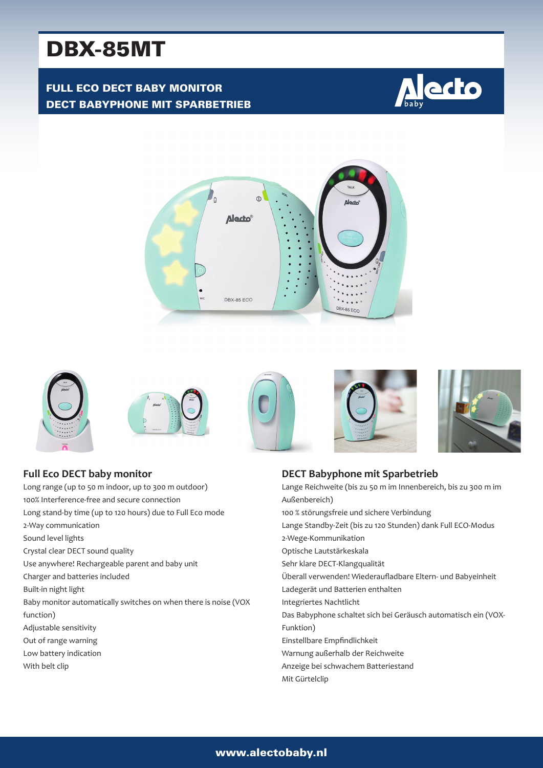# DBX-85MT

**FULL ECO DECT BABY MONITOR**
**DECT BABYPHONE MIT SPARBETRIEB**

## Full Eco DECT baby monitor

Long range (up to 50 m indoor, up to 300 m outdoor)
100% Interference-free and secure connection
Long stand-by time (up to 120 hours) due to Full Eco mode
2-Way communication
Sound level lights
Crystal clear DECT sound quality
Use anywhere! Rechargeable parent and baby unit
Charger and batteries included
Built-in night light
Baby monitor automatically switches on when there is noise (VOX function)
Adjustable sensitivity
Out of range warning
Low battery indication
With belt clip

## DECT Babyphone mit Sparbetrieb

Lange Reichweite (bis zu 50 m im Innenbereich, bis zu 300 m im Außenbereich)
100 % störungsfreie und sichere Verbindung
Lange Standby-Zeit (bis zu 120 Stunden) dank Full ECO-Modus
2-Wege-Kommunikation
Optische Lautstärkeskala
Sehr klare DECT-Klangqualität
Überall verwenden! Wiederaufladbare Eltern- und Babyeinheit
Ladegerät und Batterien enthalten
Integriertes Nachtlicht
Das Babyphone schaltet sich bei Geräusch automatisch ein (VOX-Funktion)
Einstellbare Empfindlichkeit
Warnung außerhalb der Reichweite
Anzeige bei schwachem Batteriestand
Mit Gürtelclip

www.alectobaby.nl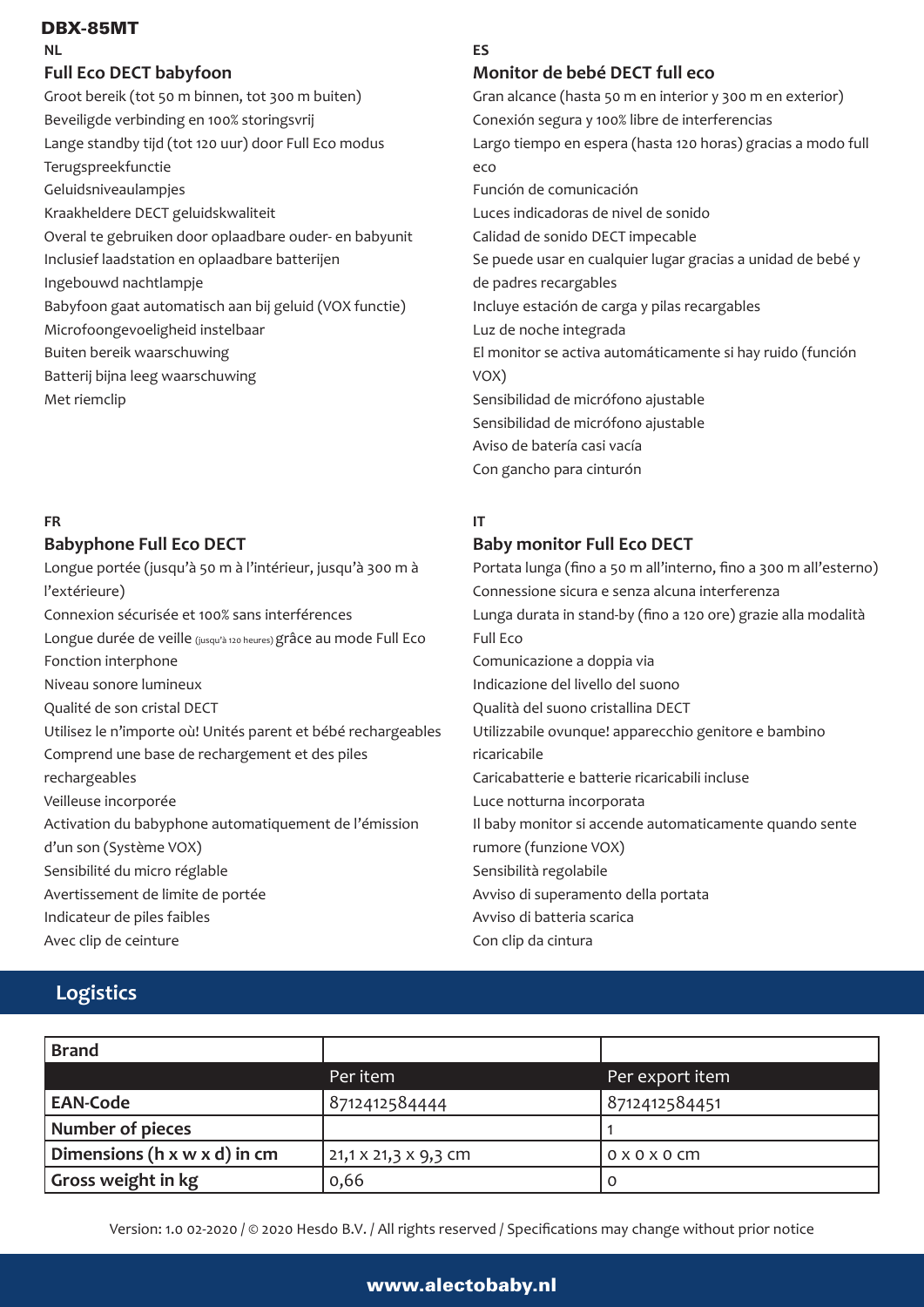# DBX-85MT

**NL**

## Full Eco DECT babyfoon

Groot bereik (tot 50 m binnen, tot 300 m buiten)
Beveiligde verbinding en 100% storingsvrij
Lange standby tijd (tot 120 uur) door Full Eco modus
Terugspreekfunctie
Geluidsniveaulampjes
Kraakheldere DECT geluidskwaliteit
Overal te gebruiken door oplaadbare ouder- en babyunit
Inclusief laadstation en oplaadbare batterijen
Ingebouwd nachtlampje
Babyfoon gaat automatisch aan bij geluid (VOX functie)
Microfoongevoeligheid instelbaar
Buiten bereik waarschuwing
Batterij bijna leeg waarschuwing
Met riemclip

**ES**

## Monitor de bebé DECT full eco

Gran alcance (hasta 50 m en interior y 300 m en exterior)
Conexión segura y 100% libre de interferencias
Largo tiempo en espera (hasta 120 horas) gracias a modo full eco
Función de comunicación
Luces indicadoras de nivel de sonido
Calidad de sonido DECT impecable
Se puede usar en cualquier lugar gracias a unidad de bebé y de padres recargables
Incluye estación de carga y pilas recargables
Luz de noche integrada
El monitor se activa automáticamente si hay ruido (función VOX)
Sensibilidad de micrófono ajustable
Sensibilidad de micrófono ajustable
Aviso de batería casi vacía
Con gancho para cinturón

**FR**

## Babyphone Full Eco DECT

Longue portée (jusqu'à 50 m à l'intérieur, jusqu'à 300 m à l'extérieure)
Connexion sécurisée et 100% sans interférences
Longue durée de veille (jusqu'à 120 heures) grâce au mode Full Eco
Fonction interphone
Niveau sonore lumineux
Qualité de son cristal DECT
Utilisez le n'importe où! Unités parent et bébé rechargeables
Comprend une base de rechargement et des piles rechargeables
Veilleuse incorporée
Activation du babyphone automatiquement de l'émission d'un son (Système VOX)
Sensibilité du micro réglable
Avertissement de limite de portée
Indicateur de piles faibles
Avec clip de ceinture

**IT**

## Baby monitor Full Eco DECT

Portata lunga (fino a 50 m all'interno, fino a 300 m all'esterno)
Connessione sicura e senza alcuna interferenza
Lunga durata in stand-by (fino a 120 ore) grazie alla modalità Full Eco
Comunicazione a doppia via
Indicazione del livello del suono
Qualità del suono cristallina DECT
Utilizzabile ovunque! apparecchio genitore e bambino ricaricabile
Caricabatterie e batterie ricaricabili incluse
Luce notturna incorporata
Il baby monitor si accende automaticamente quando sente rumore (funzione VOX)
Sensibilità regolabile
Avviso di superamento della portata
Avviso di batteria scarica
Con clip da cintura

## Logistics

| Brand | | |
|---|---|---|
| | Per item | Per export item |
| EAN-Code | 8712412584444 | 8712412584451 |
| Number of pieces | | 1 |
| Dimensions (h x w x d) in cm | 21,1 x 21,3 x 9,3 cm | 0 x 0 x 0 cm |
| Gross weight in kg | 0,66 | 0 |

Version: 1.0 02-2020 / © 2020 Hesdo B.V. / All rights reserved / Specifications may change without prior notice

www.alectobaby.nl